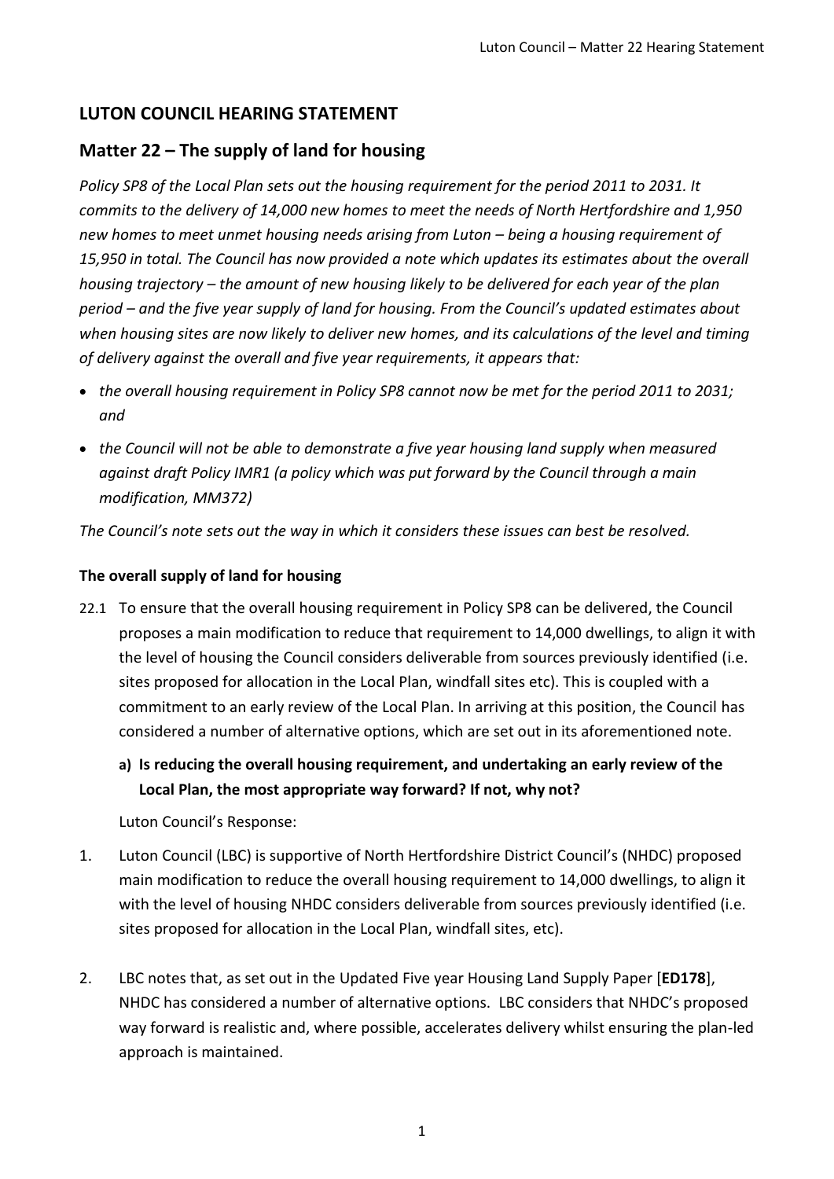# LUTON COUNCIL HEARING STATEMENT

## Matter 22 – The supply of land for housing

*Policy SP8 of the Local Plan sets out the housing requirement for the period 2011 to 2031. It commits to the delivery of 14,000 new homes to meet the needs of North Hertfordshire and 1,950 new homes to meet unmet housing needs arising from Luton – being a housing requirement of 15,950 in total. The Council has now provided a note which updates its estimates about the overall housing trajectory – the amount of new housing likely to be delivered for each year of the plan period – and the five year supply of land for housing. From the Council's updated estimates about when housing sites are now likely to deliver new homes, and its calculations of the level and timing of delivery against the overall and five year requirements, it appears that:*

- *the overall housing requirement in Policy SP8 cannot now be met for the period 2011 to 2031; and*
- *the Council will not be able to demonstrate a five year housing land supply when measured against draft Policy IMR1 (a policy which was put forward by the Council through a main modification, MM372)*

*The Council's note sets out the way in which it considers these issues can best be resolved.*

### The overall supply of land for housing

22.1 To ensure that the overall housing requirement in Policy SP8 can be delivered, the Council proposes a main modification to reduce that requirement to 14,000 dwellings, to align it with the level of housing the Council considers deliverable from sources previously identified (i.e. sites proposed for allocation in the Local Plan, windfall sites etc). This is coupled with a commitment to an early review of the Local Plan. In arriving at this position, the Council has considered a number of alternative options, which are set out in its aforementioned note.

**a) Is reducing the overall housing requirement, and undertaking an early review of the Local Plan, the most appropriate way forward? If not, why not?**

Luton Council's Response:

1. Luton Council (LBC) is supportive of North Hertfordshire District Council's (NHDC) proposed main modification to reduce the overall housing requirement to 14,000 dwellings, to align it with the level of housing NHDC considers deliverable from sources previously identified (i.e. sites proposed for allocation in the Local Plan, windfall sites, etc).

2. LBC notes that, as set out in the Updated Five year Housing Land Supply Paper [**ED178**], NHDC has considered a number of alternative options. LBC considers that NHDC's proposed way forward is realistic and, where possible, accelerates delivery whilst ensuring the plan-led approach is maintained.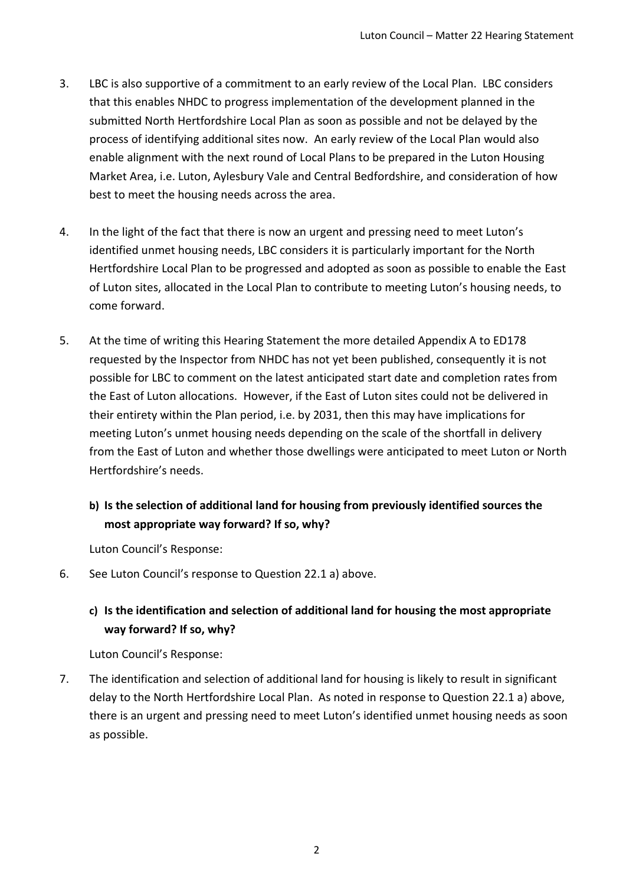3. LBC is also supportive of a commitment to an early review of the Local Plan. LBC considers that this enables NHDC to progress implementation of the development planned in the submitted North Hertfordshire Local Plan as soon as possible and not be delayed by the process of identifying additional sites now. An early review of the Local Plan would also enable alignment with the next round of Local Plans to be prepared in the Luton Housing Market Area, i.e. Luton, Aylesbury Vale and Central Bedfordshire, and consideration of how best to meet the housing needs across the area.

4. In the light of the fact that there is now an urgent and pressing need to meet Luton's identified unmet housing needs, LBC considers it is particularly important for the North Hertfordshire Local Plan to be progressed and adopted as soon as possible to enable the East of Luton sites, allocated in the Local Plan to contribute to meeting Luton's housing needs, to come forward.

5. At the time of writing this Hearing Statement the more detailed Appendix A to ED178 requested by the Inspector from NHDC has not yet been published, consequently it is not possible for LBC to comment on the latest anticipated start date and completion rates from the East of Luton allocations. However, if the East of Luton sites could not be delivered in their entirety within the Plan period, i.e. by 2031, then this may have implications for meeting Luton's unmet housing needs depending on the scale of the shortfall in delivery from the East of Luton and whether those dwellings were anticipated to meet Luton or North Hertfordshire's needs.

**b) Is the selection of additional land for housing from previously identified sources the most appropriate way forward? If so, why?**

Luton Council's Response:

6. See Luton Council's response to Question 22.1 a) above.

**c) Is the identification and selection of additional land for housing the most appropriate way forward? If so, why?**

Luton Council's Response:

7. The identification and selection of additional land for housing is likely to result in significant delay to the North Hertfordshire Local Plan. As noted in response to Question 22.1 a) above, there is an urgent and pressing need to meet Luton's identified unmet housing needs as soon as possible.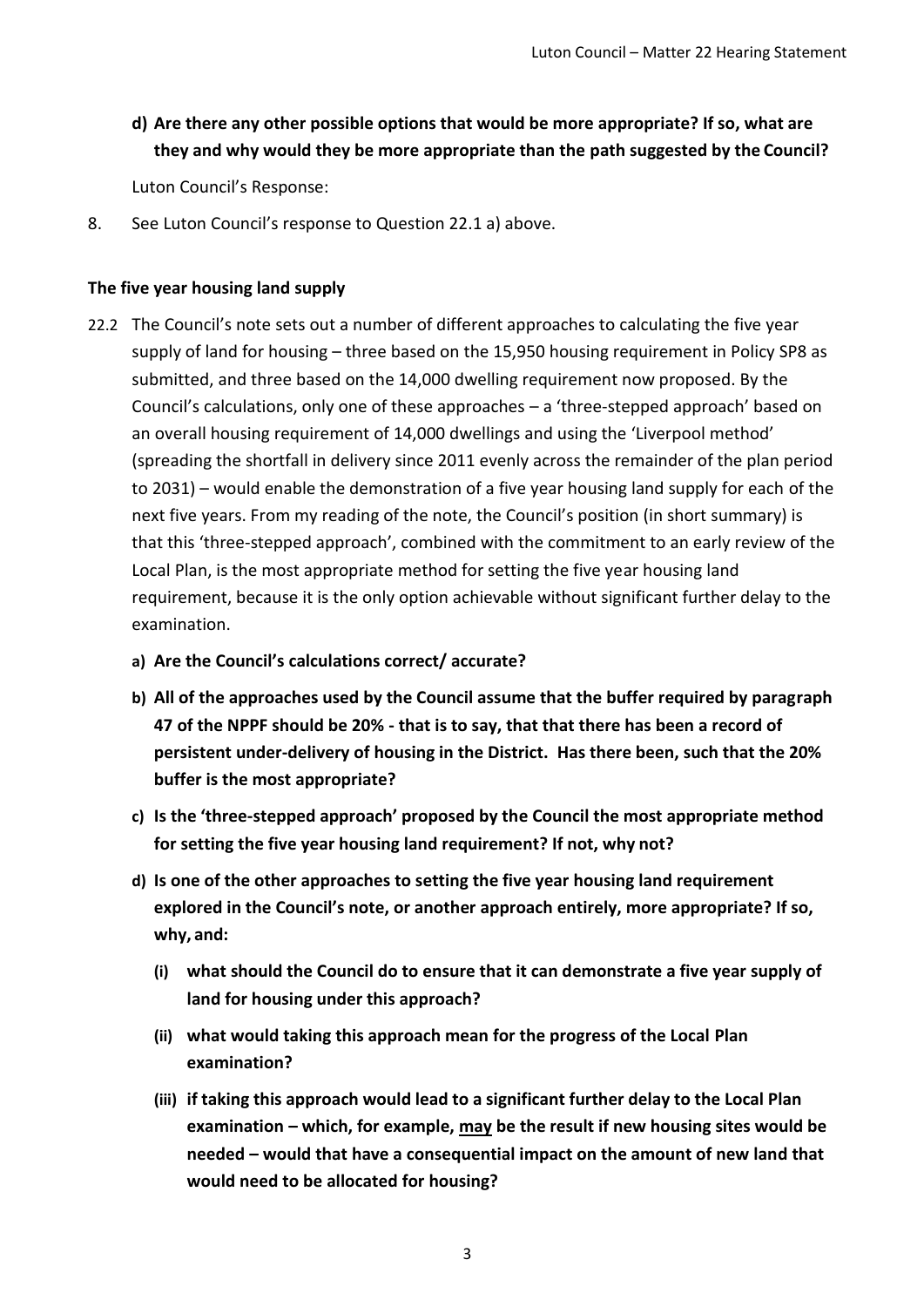**d) Are there any other possible options that would be more appropriate? If so, what are they and why would they be more appropriate than the path suggested by the Council?**

Luton Council's Response:

8. See Luton Council's response to Question 22.1 a) above.

**The five year housing land supply**

22.2 The Council's note sets out a number of different approaches to calculating the five year supply of land for housing – three based on the 15,950 housing requirement in Policy SP8 as submitted, and three based on the 14,000 dwelling requirement now proposed. By the Council's calculations, only one of these approaches – a 'three-stepped approach' based on an overall housing requirement of 14,000 dwellings and using the 'Liverpool method' (spreading the shortfall in delivery since 2011 evenly across the remainder of the plan period to 2031) – would enable the demonstration of a five year housing land supply for each of the next five years. From my reading of the note, the Council's position (in short summary) is that this 'three-stepped approach', combined with the commitment to an early review of the Local Plan, is the most appropriate method for setting the five year housing land requirement, because it is the only option achievable without significant further delay to the examination.

a) **Are the Council's calculations correct/ accurate?**

b) **All of the approaches used by the Council assume that the buffer required by paragraph 47 of the NPPF should be 20% - that is to say, that that there has been a record of persistent under-delivery of housing in the District. Has there been, such that the 20% buffer is the most appropriate?**

c) **Is the 'three-stepped approach' proposed by the Council the most appropriate method for setting the five year housing land requirement? If not, why not?**

d) **Is one of the other approaches to setting the five year housing land requirement explored in the Council's note, or another approach entirely, more appropriate? If so, why, and:**

   (i) **what should the Council do to ensure that it can demonstrate a five year supply of land for housing under this approach?**

   (ii) **what would taking this approach mean for the progress of the Local Plan examination?**

   (iii) **if taking this approach would lead to a significant further delay to the Local Plan examination – which, for example, <u>may</u> be the result if new housing sites would be needed – would that have a consequential impact on the amount of new land that would need to be allocated for housing?**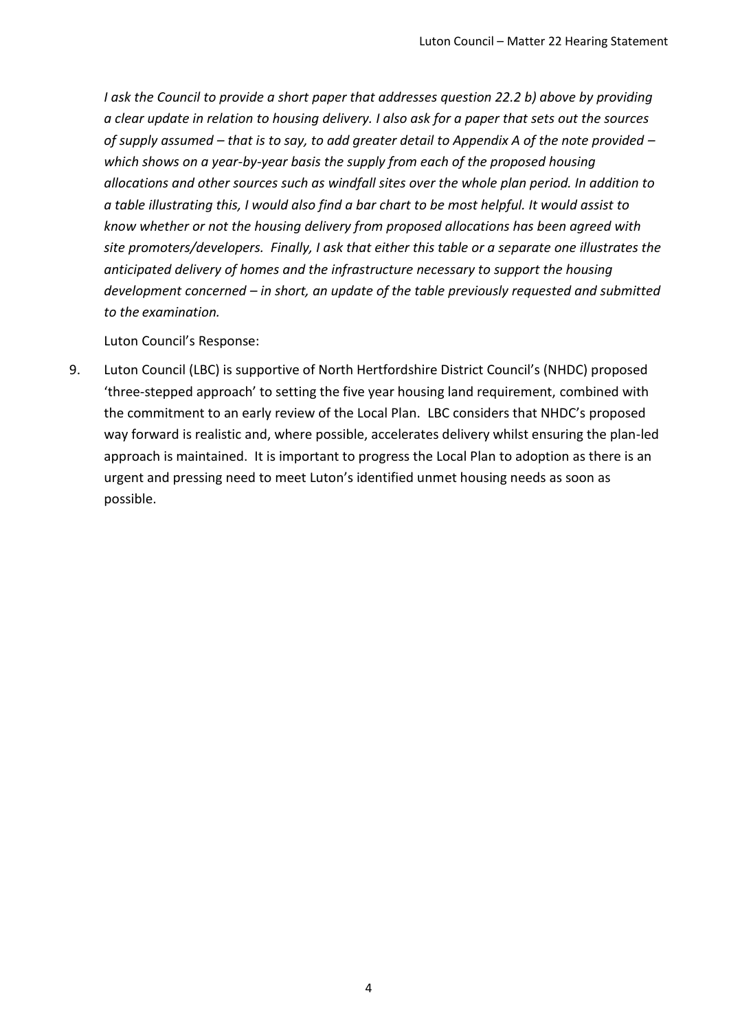*I ask the Council to provide a short paper that addresses question 22.2 b) above by providing a clear update in relation to housing delivery. I also ask for a paper that sets out the sources of supply assumed – that is to say, to add greater detail to Appendix A of the note provided – which shows on a year-by-year basis the supply from each of the proposed housing allocations and other sources such as windfall sites over the whole plan period. In addition to a table illustrating this, I would also find a bar chart to be most helpful. It would assist to know whether or not the housing delivery from proposed allocations has been agreed with site promoters/developers. Finally, I ask that either this table or a separate one illustrates the anticipated delivery of homes and the infrastructure necessary to support the housing development concerned – in short, an update of the table previously requested and submitted to the examination.*

Luton Council's Response:

9. Luton Council (LBC) is supportive of North Hertfordshire District Council's (NHDC) proposed 'three-stepped approach' to setting the five year housing land requirement, combined with the commitment to an early review of the Local Plan. LBC considers that NHDC's proposed way forward is realistic and, where possible, accelerates delivery whilst ensuring the plan-led approach is maintained. It is important to progress the Local Plan to adoption as there is an urgent and pressing need to meet Luton's identified unmet housing needs as soon as possible.